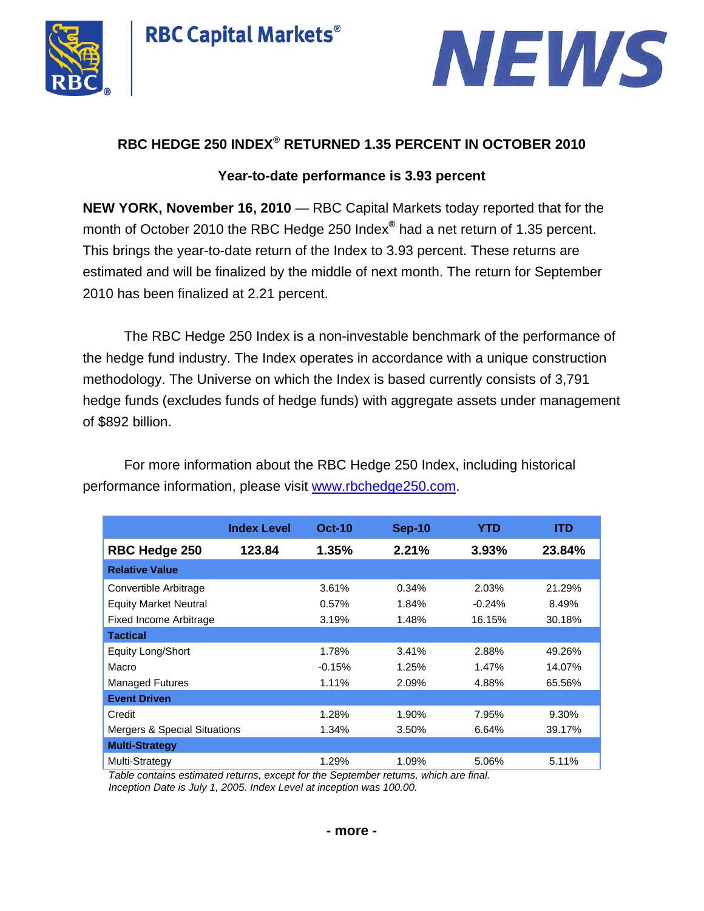RBC Capital Markets®

NEWS

## RBC HEDGE 250 INDEX® RETURNED 1.35 PERCENT IN OCTOBER 2010

### Year-to-date performance is 3.93 percent

**NEW YORK, November 16, 2010** — RBC Capital Markets today reported that for the month of October 2010 the RBC Hedge 250 Index® had a net return of 1.35 percent. This brings the year-to-date return of the Index to 3.93 percent. These returns are estimated and will be finalized by the middle of next month. The return for September 2010 has been finalized at 2.21 percent.

The RBC Hedge 250 Index is a non-investable benchmark of the performance of the hedge fund industry. The Index operates in accordance with a unique construction methodology. The Universe on which the Index is based currently consists of 3,791 hedge funds (excludes funds of hedge funds) with aggregate assets under management of $892 billion.

For more information about the RBC Hedge 250 Index, including historical performance information, please visit www.rbchedge250.com.

| | Index Level | Oct-10 | Sep-10 | YTD | ITD |
|---|---|---|---|---|---|
| **RBC Hedge 250** | **123.84** | **1.35%** | **2.21%** | **3.93%** | **23.84%** |
| **Relative Value** | | | | | |
| Convertible Arbitrage | | 3.61% | 0.34% | 2.03% | 21.29% |
| Equity Market Neutral | | 0.57% | 1.84% | -0.24% | 8.49% |
| Fixed Income Arbitrage | | 3.19% | 1.48% | 16.15% | 30.18% |
| **Tactical** | | | | | |
| Equity Long/Short | | 1.78% | 3.41% | 2.88% | 49.26% |
| Macro | | -0.15% | 1.25% | 1.47% | 14.07% |
| Managed Futures | | 1.11% | 2.09% | 4.88% | 65.56% |
| **Event Driven** | | | | | |
| Credit | | 1.28% | 1.90% | 7.95% | 9.30% |
| Mergers & Special Situations | | 1.34% | 3.50% | 6.64% | 39.17% |
| **Multi-Strategy** | | | | | |
| Multi-Strategy | | 1.29% | 1.09% | 5.06% | 5.11% |

*Table contains estimated returns, except for the September returns, which are final.*
*Inception Date is July 1, 2005. Index Level at inception was 100.00.*

**- more -**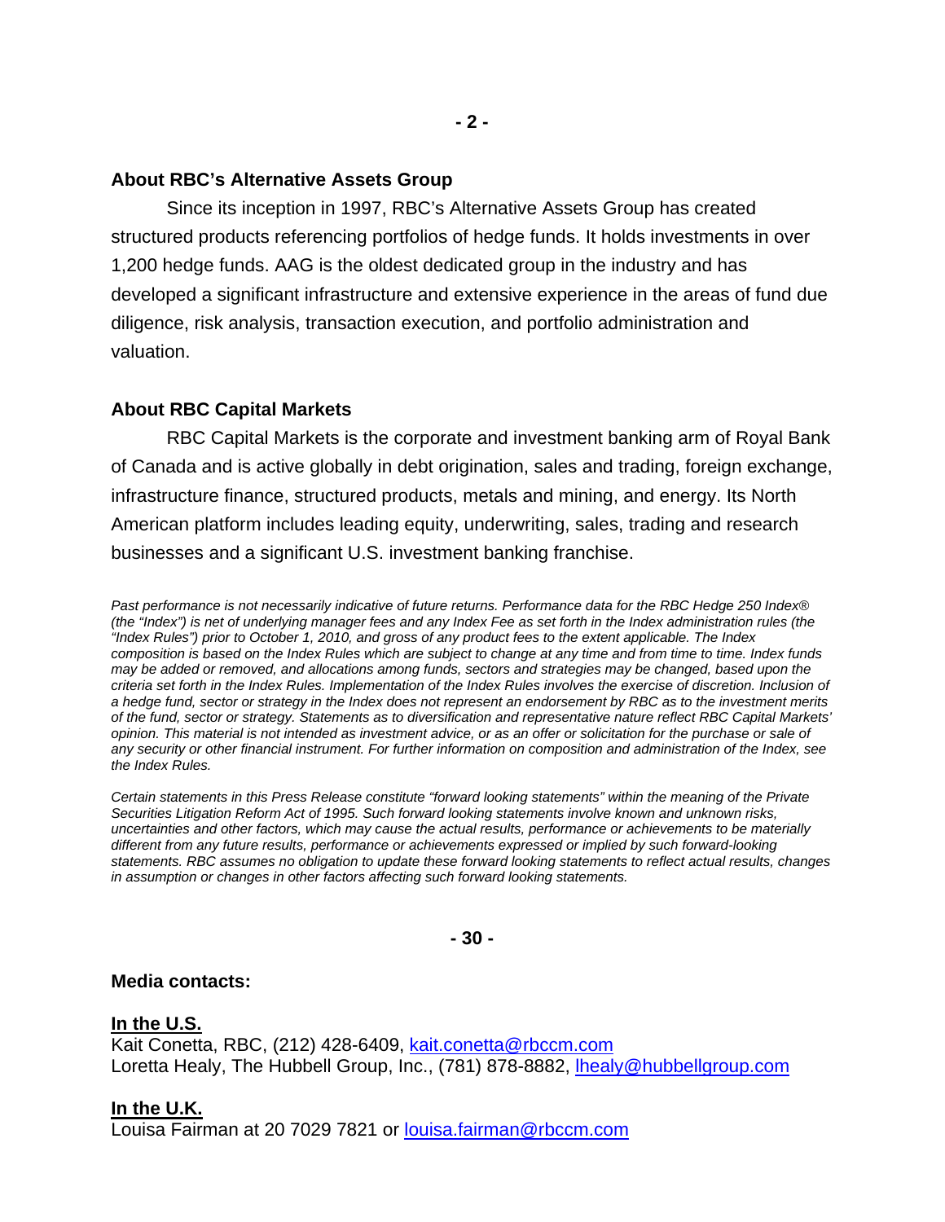## About RBC's Alternative Assets Group

Since its inception in 1997, RBC's Alternative Assets Group has created structured products referencing portfolios of hedge funds. It holds investments in over 1,200 hedge funds. AAG is the oldest dedicated group in the industry and has developed a significant infrastructure and extensive experience in the areas of fund due diligence, risk analysis, transaction execution, and portfolio administration and valuation.

## About RBC Capital Markets

RBC Capital Markets is the corporate and investment banking arm of Royal Bank of Canada and is active globally in debt origination, sales and trading, foreign exchange, infrastructure finance, structured products, metals and mining, and energy. Its North American platform includes leading equity, underwriting, sales, trading and research businesses and a significant U.S. investment banking franchise.

*Past performance is not necessarily indicative of future returns. Performance data for the RBC Hedge 250 Index® (the "Index") is net of underlying manager fees and any Index Fee as set forth in the Index administration rules (the "Index Rules") prior to October 1, 2010, and gross of any product fees to the extent applicable. The Index composition is based on the Index Rules which are subject to change at any time and from time to time. Index funds may be added or removed, and allocations among funds, sectors and strategies may be changed, based upon the criteria set forth in the Index Rules. Implementation of the Index Rules involves the exercise of discretion. Inclusion of a hedge fund, sector or strategy in the Index does not represent an endorsement by RBC as to the investment merits of the fund, sector or strategy. Statements as to diversification and representative nature reflect RBC Capital Markets' opinion. This material is not intended as investment advice, or as an offer or solicitation for the purchase or sale of any security or other financial instrument. For further information on composition and administration of the Index, see the Index Rules.*

*Certain statements in this Press Release constitute "forward looking statements" within the meaning of the Private Securities Litigation Reform Act of 1995. Such forward looking statements involve known and unknown risks, uncertainties and other factors, which may cause the actual results, performance or achievements to be materially different from any future results, performance or achievements expressed or implied by such forward-looking statements. RBC assumes no obligation to update these forward looking statements to reflect actual results, changes in assumption or changes in other factors affecting such forward looking statements.*

**- 30 -**

**Media contacts:**

**In the U.S.**

Kait Conetta, RBC, (212) 428-6409, kait.conetta@rbccm.com
Loretta Healy, The Hubbell Group, Inc., (781) 878-8882, lhealy@hubbellgroup.com

**In the U.K.**

Louisa Fairman at 20 7029 7821 or louisa.fairman@rbccm.com